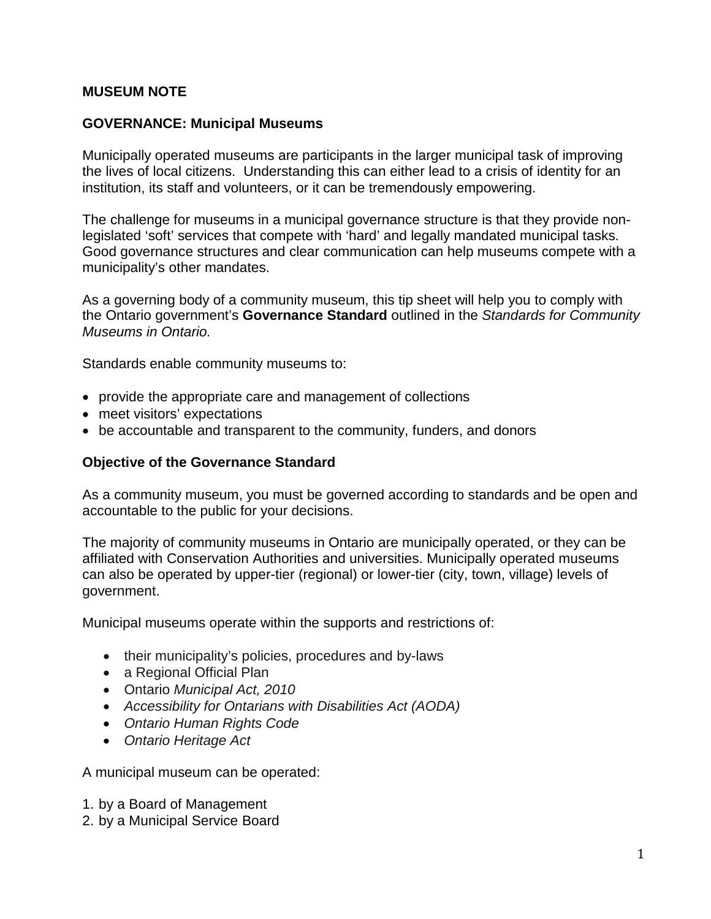**MUSEUM NOTE**

**GOVERNANCE: Municipal Museums**

Municipally operated museums are participants in the larger municipal task of improving the lives of local citizens. Understanding this can either lead to a crisis of identity for an institution, its staff and volunteers, or it can be tremendously empowering.

The challenge for museums in a municipal governance structure is that they provide non-legislated 'soft' services that compete with 'hard' and legally mandated municipal tasks. Good governance structures and clear communication can help museums compete with a municipality's other mandates.

As a governing body of a community museum, this tip sheet will help you to comply with the Ontario government's **Governance Standard** outlined in the *Standards for Community Museums in Ontario.*

Standards enable community museums to:

- provide the appropriate care and management of collections
- meet visitors' expectations
- be accountable and transparent to the community, funders, and donors

**Objective of the Governance Standard**

As a community museum, you must be governed according to standards and be open and accountable to the public for your decisions.

The majority of community museums in Ontario are municipally operated, or they can be affiliated with Conservation Authorities and universities. Municipally operated museums can also be operated by upper-tier (regional) or lower-tier (city, town, village) levels of government.

Municipal museums operate within the supports and restrictions of:

- their municipality's policies, procedures and by-laws
- a Regional Official Plan
- Ontario *Municipal Act, 2010*
- *Accessibility for Ontarians with Disabilities Act (AODA)*
- *Ontario Human Rights Code*
- *Ontario Heritage Act*

A municipal museum can be operated:

1. by a Board of Management
2. by a Municipal Service Board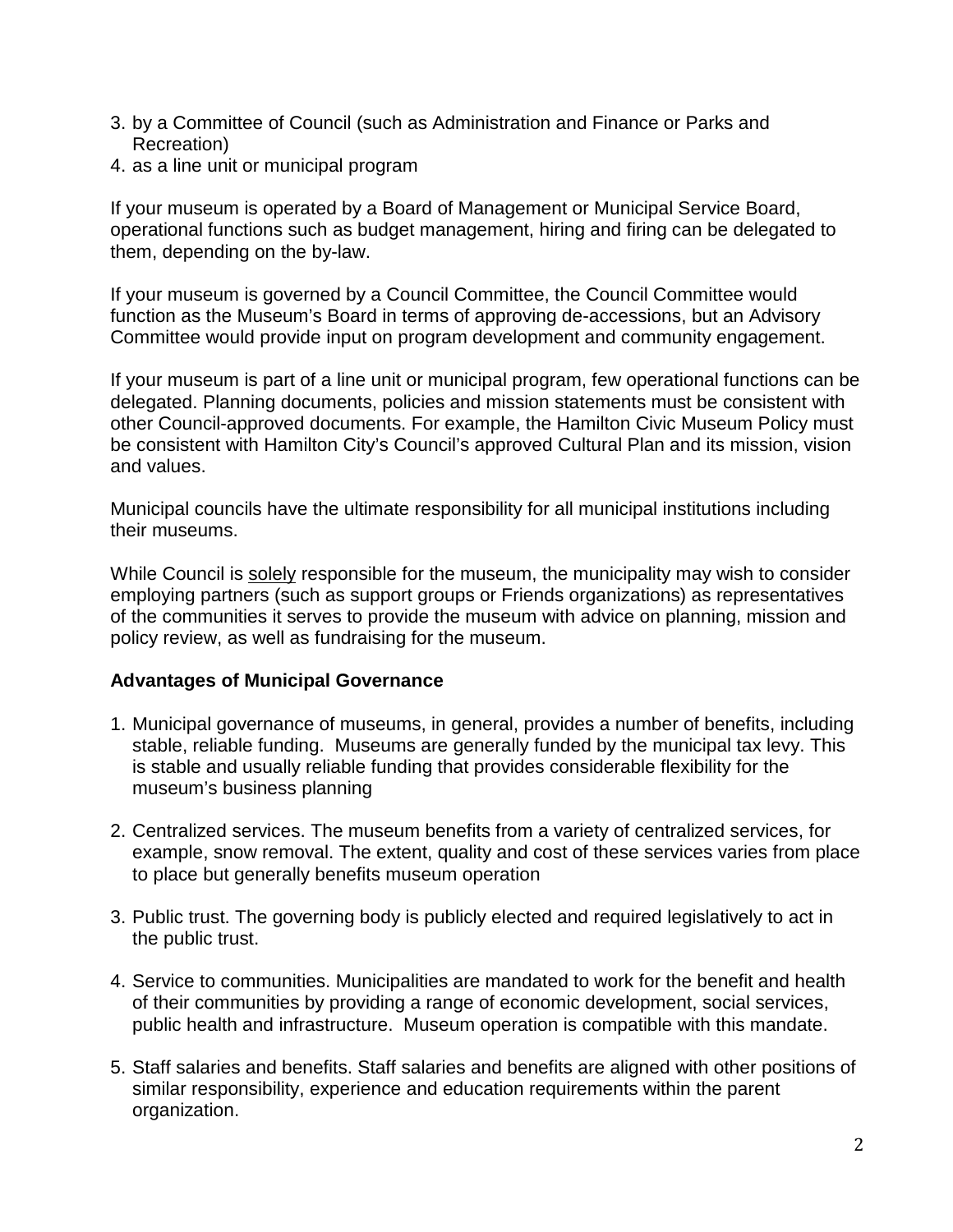3. by a Committee of Council (such as Administration and Finance or Parks and Recreation)
4. as a line unit or municipal program

If your museum is operated by a Board of Management or Municipal Service Board, operational functions such as budget management, hiring and firing can be delegated to them, depending on the by-law.

If your museum is governed by a Council Committee, the Council Committee would function as the Museum's Board in terms of approving de-accessions, but an Advisory Committee would provide input on program development and community engagement.

If your museum is part of a line unit or municipal program, few operational functions can be delegated. Planning documents, policies and mission statements must be consistent with other Council-approved documents. For example, the Hamilton Civic Museum Policy must be consistent with Hamilton City's Council's approved Cultural Plan and its mission, vision and values.

Municipal councils have the ultimate responsibility for all municipal institutions including their museums.

While Council is <u>solely</u> responsible for the museum, the municipality may wish to consider employing partners (such as support groups or Friends organizations) as representatives of the communities it serves to provide the museum with advice on planning, mission and policy review, as well as fundraising for the museum.

**Advantages of Municipal Governance**

1. Municipal governance of museums, in general, provides a number of benefits, including stable, reliable funding. Museums are generally funded by the municipal tax levy. This is stable and usually reliable funding that provides considerable flexibility for the museum's business planning

2. Centralized services. The museum benefits from a variety of centralized services, for example, snow removal. The extent, quality and cost of these services varies from place to place but generally benefits museum operation

3. Public trust. The governing body is publicly elected and required legislatively to act in the public trust.

4. Service to communities. Municipalities are mandated to work for the benefit and health of their communities by providing a range of economic development, social services, public health and infrastructure. Museum operation is compatible with this mandate.

5. Staff salaries and benefits. Staff salaries and benefits are aligned with other positions of similar responsibility, experience and education requirements within the parent organization.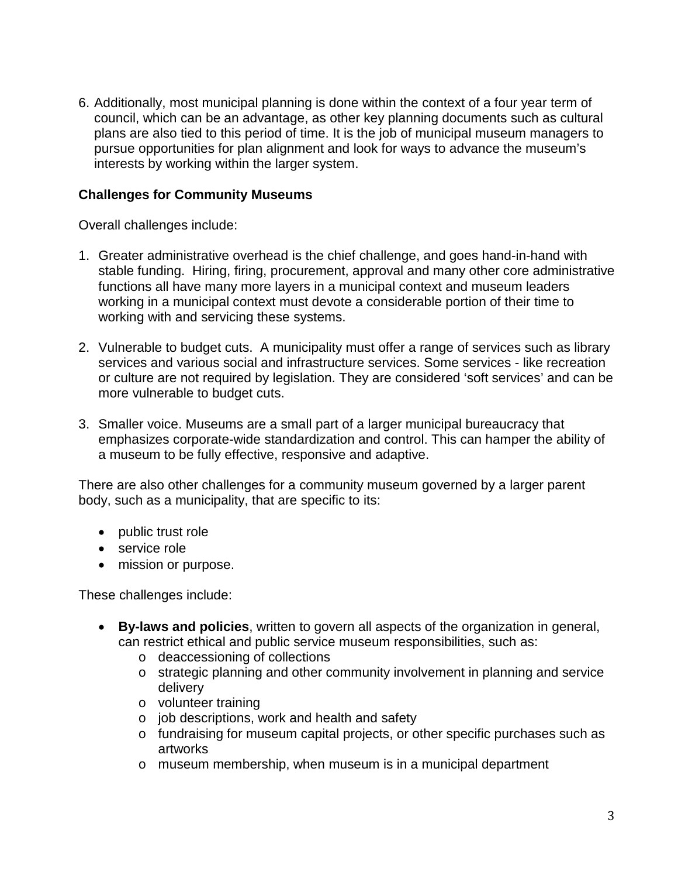6. Additionally, most municipal planning is done within the context of a four year term of council, which can be an advantage, as other key planning documents such as cultural plans are also tied to this period of time. It is the job of municipal museum managers to pursue opportunities for plan alignment and look for ways to advance the museum's interests by working within the larger system.

**Challenges for Community Museums**

Overall challenges include:

1. Greater administrative overhead is the chief challenge, and goes hand-in-hand with stable funding. Hiring, firing, procurement, approval and many other core administrative functions all have many more layers in a municipal context and museum leaders working in a municipal context must devote a considerable portion of their time to working with and servicing these systems.

2. Vulnerable to budget cuts. A municipality must offer a range of services such as library services and various social and infrastructure services. Some services - like recreation or culture are not required by legislation. They are considered 'soft services' and can be more vulnerable to budget cuts.

3. Smaller voice. Museums are a small part of a larger municipal bureaucracy that emphasizes corporate-wide standardization and control. This can hamper the ability of a museum to be fully effective, responsive and adaptive.

There are also other challenges for a community museum governed by a larger parent body, such as a municipality, that are specific to its:

- public trust role
- service role
- mission or purpose.

These challenges include:

- **By-laws and policies**, written to govern all aspects of the organization in general, can restrict ethical and public service museum responsibilities, such as:
  - deaccessioning of collections
  - strategic planning and other community involvement in planning and service delivery
  - volunteer training
  - job descriptions, work and health and safety
  - fundraising for museum capital projects, or other specific purchases such as artworks
  - museum membership, when museum is in a municipal department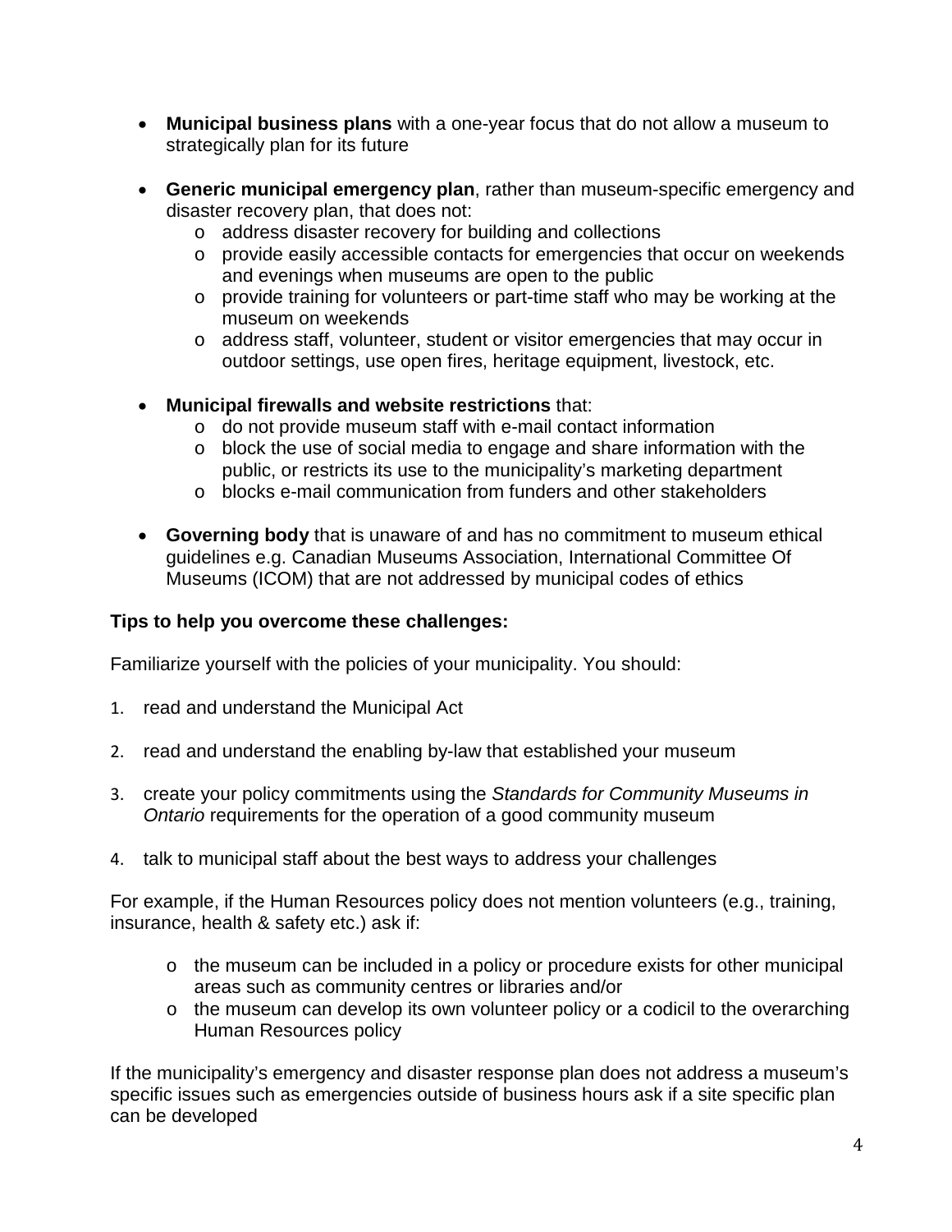- **Municipal business plans** with a one-year focus that do not allow a museum to strategically plan for its future

- **Generic municipal emergency plan**, rather than museum-specific emergency and disaster recovery plan, that does not:
  - address disaster recovery for building and collections
  - provide easily accessible contacts for emergencies that occur on weekends and evenings when museums are open to the public
  - provide training for volunteers or part-time staff who may be working at the museum on weekends
  - address staff, volunteer, student or visitor emergencies that may occur in outdoor settings, use open fires, heritage equipment, livestock, etc.

- **Municipal firewalls and website restrictions** that:
  - do not provide museum staff with e-mail contact information
  - block the use of social media to engage and share information with the public, or restricts its use to the municipality's marketing department
  - blocks e-mail communication from funders and other stakeholders

- **Governing body** that is unaware of and has no commitment to museum ethical guidelines e.g. Canadian Museums Association, International Committee Of Museums (ICOM) that are not addressed by municipal codes of ethics

**Tips to help you overcome these challenges:**

Familiarize yourself with the policies of your municipality. You should:

1. read and understand the Municipal Act

2. read and understand the enabling by-law that established your museum

3. create your policy commitments using the *Standards for Community Museums in Ontario* requirements for the operation of a good community museum

4. talk to municipal staff about the best ways to address your challenges

For example, if the Human Resources policy does not mention volunteers (e.g., training, insurance, health & safety etc.) ask if:

- the museum can be included in a policy or procedure exists for other municipal areas such as community centres or libraries and/or
- the museum can develop its own volunteer policy or a codicil to the overarching Human Resources policy

If the municipality's emergency and disaster response plan does not address a museum's specific issues such as emergencies outside of business hours ask if a site specific plan can be developed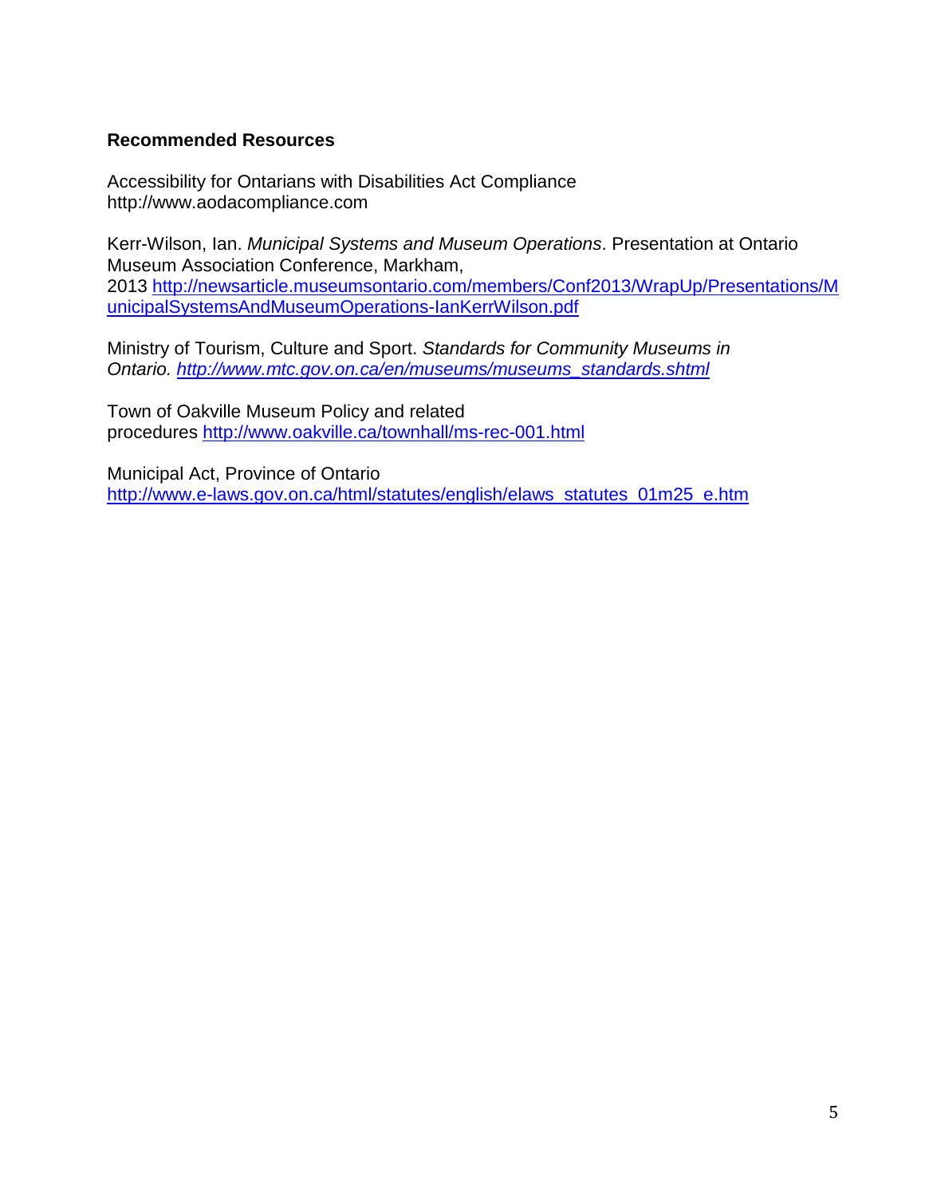**Recommended Resources**

Accessibility for Ontarians with Disabilities Act Compliance
http://www.aodacompliance.com

Kerr-Wilson, Ian. *Municipal Systems and Museum Operations*. Presentation at Ontario Museum Association Conference, Markham, 2013 http://newsarticle.museumsontario.com/members/Conf2013/WrapUp/Presentations/MunicipalSystemsAndMuseumOperations-IanKerrWilson.pdf

Ministry of Tourism, Culture and Sport. *Standards for Community Museums in Ontario. http://www.mtc.gov.on.ca/en/museums/museums_standards.shtml*

Town of Oakville Museum Policy and related procedures http://www.oakville.ca/townhall/ms-rec-001.html

Municipal Act, Province of Ontario
http://www.e-laws.gov.on.ca/html/statutes/english/elaws_statutes_01m25_e.htm